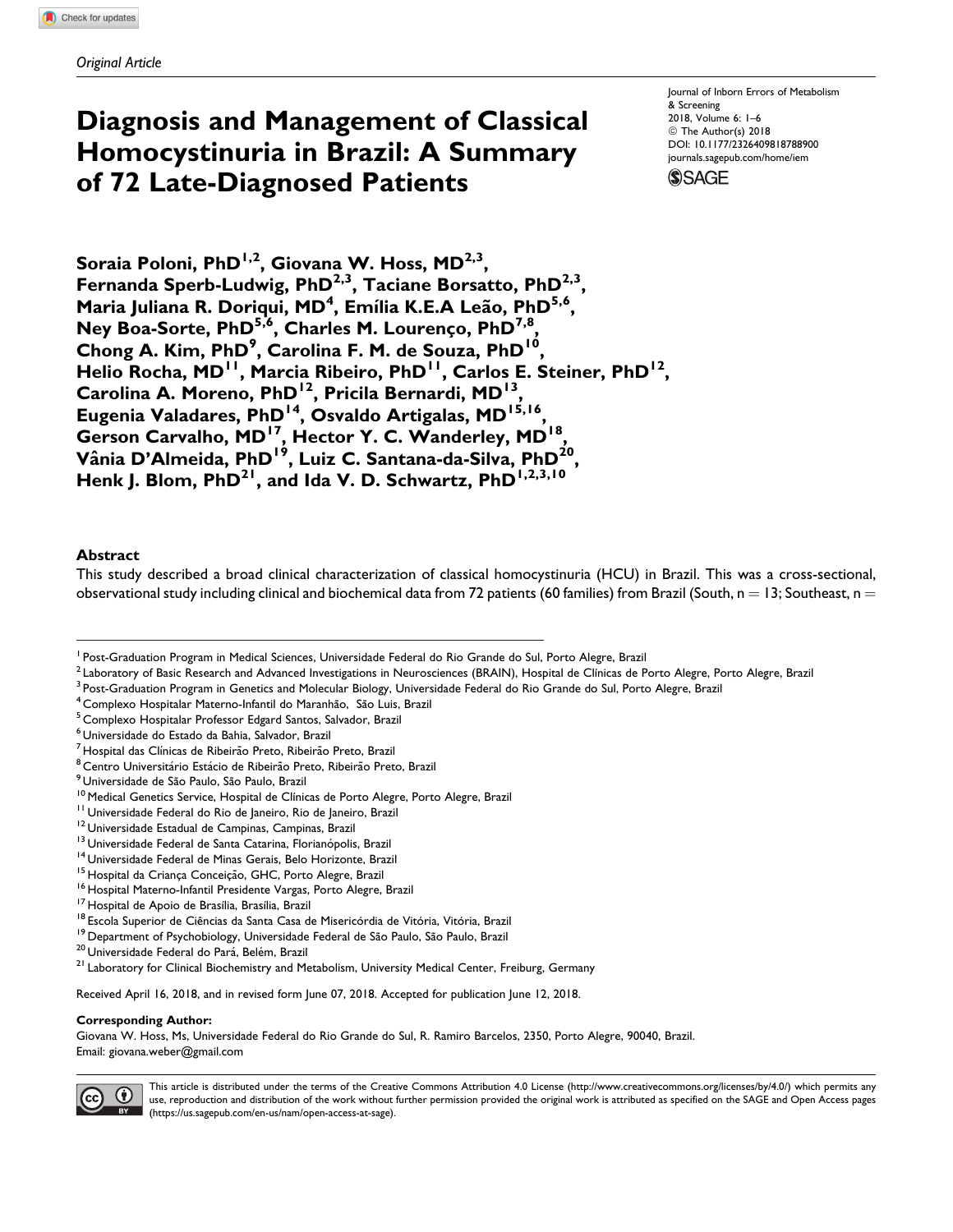*Original Article*

Journal of Inborn Errors of Metabolism & Screening
2018, Volume 6: 1–6
© The Author(s) 2018
DOI: 10.1177/2326409818788900
journals.sagepub.com/home/iem

# Diagnosis and Management of Classical Homocystinuria in Brazil: A Summary of 72 Late-Diagnosed Patients

**Soraia Poloni, PhD[1,2], Giovana W. Hoss, MD[2,3], Fernanda Sperb-Ludwig, PhD[2,3], Taciane Borsatto, PhD[2,3], Maria Juliana R. Doriqui, MD[4], Emília K.E.A Leão, PhD[5,6], Ney Boa-Sorte, PhD[5,6], Charles M. Lourenço, PhD[7,8], Chong A. Kim, PhD[9], Carolina F. M. de Souza, PhD[10], Helio Rocha, MD[11], Marcia Ribeiro, PhD[11], Carlos E. Steiner, PhD[12], Carolina A. Moreno, PhD[12], Pricila Bernardi, MD[13], Eugenia Valadares, PhD[14], Osvaldo Artigalas, MD[15,16], Gerson Carvalho, MD[17], Hector Y. C. Wanderley, MD[18], Vânia D'Almeida, PhD[19], Luiz C. Santana-da-Silva, PhD[20], Henk J. Blom, PhD[21], and Ida V. D. Schwartz, PhD[1,2,3,10]**

## Abstract

This study described a broad clinical characterization of classical homocystinuria (HCU) in Brazil. This was a cross-sectional, observational study including clinical and biochemical data from 72 patients (60 families) from Brazil (South, n = 13; Southeast, n =

[1] Post-Graduation Program in Medical Sciences, Universidade Federal do Rio Grande do Sul, Porto Alegre, Brazil
[2] Laboratory of Basic Research and Advanced Investigations in Neurosciences (BRAIN), Hospital de Clínicas de Porto Alegre, Porto Alegre, Brazil
[3] Post-Graduation Program in Genetics and Molecular Biology, Universidade Federal do Rio Grande do Sul, Porto Alegre, Brazil
[4] Complexo Hospitalar Materno-Infantil do Maranhão, São Luis, Brazil
[5] Complexo Hospitalar Professor Edgard Santos, Salvador, Brazil
[6] Universidade do Estado da Bahia, Salvador, Brazil
[7] Hospital das Clínicas de Ribeirão Preto, Ribeirão Preto, Brazil
[8] Centro Universitário Estácio de Ribeirão Preto, Ribeirão Preto, Brazil
[9] Universidade de São Paulo, São Paulo, Brazil
[10] Medical Genetics Service, Hospital de Clínicas de Porto Alegre, Porto Alegre, Brazil
[11] Universidade Federal do Rio de Janeiro, Rio de Janeiro, Brazil
[12] Universidade Estadual de Campinas, Campinas, Brazil
[13] Universidade Federal de Santa Catarina, Florianópolis, Brazil
[14] Universidade Federal de Minas Gerais, Belo Horizonte, Brazil
[15] Hospital da Criança Conceição, GHC, Porto Alegre, Brazil
[16] Hospital Materno-Infantil Presidente Vargas, Porto Alegre, Brazil
[17] Hospital de Apoio de Brasília, Brasília, Brazil
[18] Escola Superior de Ciências da Santa Casa de Misericórdia de Vitória, Vitória, Brazil
[19] Department of Psychobiology, Universidade Federal de São Paulo, São Paulo, Brazil
[20] Universidade Federal do Pará, Belém, Brazil
[21] Laboratory for Clinical Biochemistry and Metabolism, University Medical Center, Freiburg, Germany

Received April 16, 2018, and in revised form June 07, 2018. Accepted for publication June 12, 2018.

**Corresponding Author:**
Giovana W. Hoss, Ms, Universidade Federal do Rio Grande do Sul, R. Ramiro Barcelos, 2350, Porto Alegre, 90040, Brazil.
Email: giovana.weber@gmail.com

This article is distributed under the terms of the Creative Commons Attribution 4.0 License (http://www.creativecommons.org/licenses/by/4.0/) which permits any use, reproduction and distribution of the work without further permission provided the original work is attributed as specified on the SAGE and Open Access pages (https://us.sagepub.com/en-us/nam/open-access-at-sage).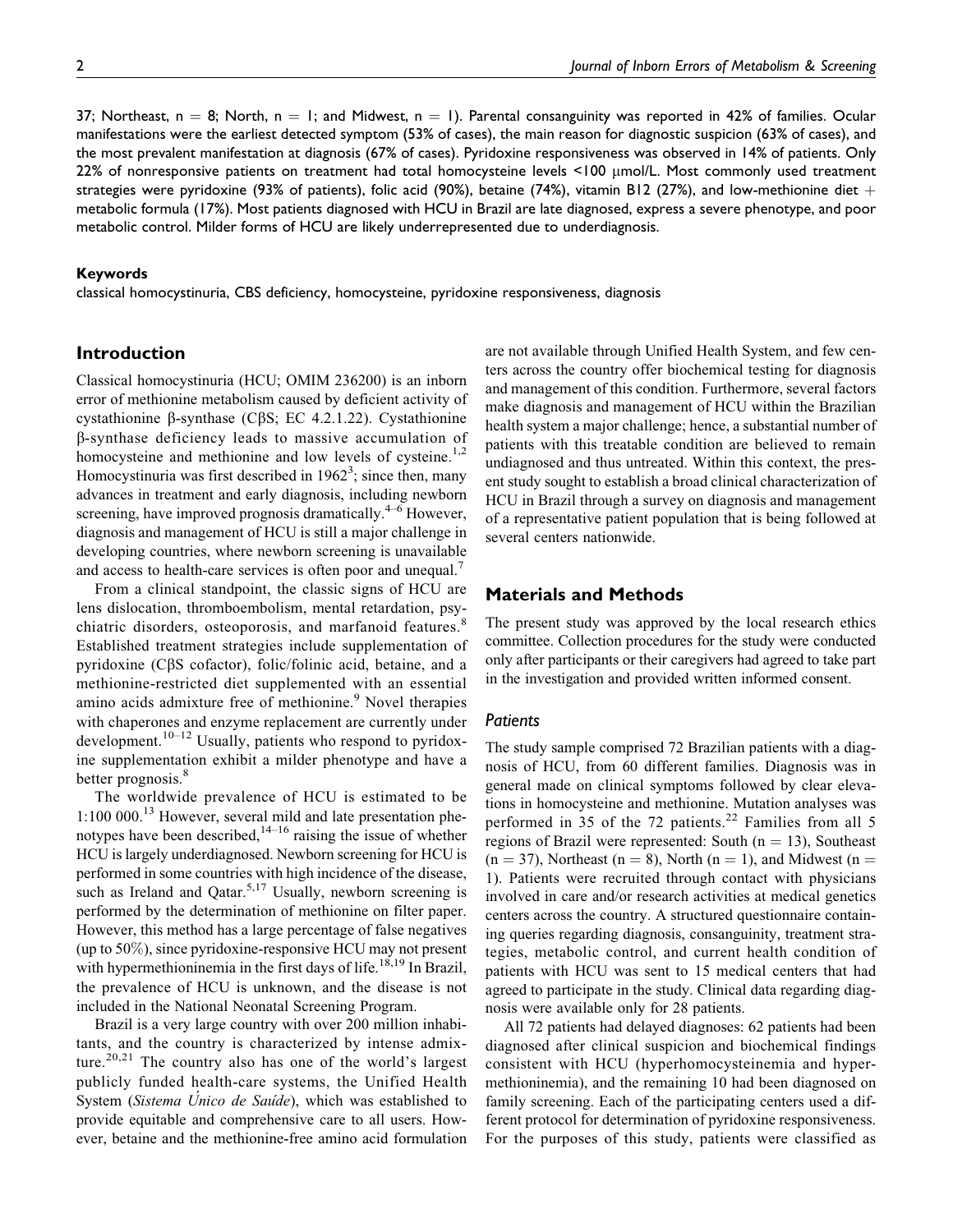37; Northeast, n = 8; North, n = 1; and Midwest, n = 1). Parental consanguinity was reported in 42% of families. Ocular manifestations were the earliest detected symptom (53% of cases), the main reason for diagnostic suspicion (63% of cases), and the most prevalent manifestation at diagnosis (67% of cases). Pyridoxine responsiveness was observed in 14% of patients. Only 22% of nonresponsive patients on treatment had total homocysteine levels <100 μmol/L. Most commonly used treatment strategies were pyridoxine (93% of patients), folic acid (90%), betaine (74%), vitamin B12 (27%), and low-methionine diet + metabolic formula (17%). Most patients diagnosed with HCU in Brazil are late diagnosed, express a severe phenotype, and poor metabolic control. Milder forms of HCU are likely underrepresented due to underdiagnosis.

#### Keywords

classical homocystinuria, CBS deficiency, homocysteine, pyridoxine responsiveness, diagnosis

## Introduction

Classical homocystinuria (HCU; OMIM 236200) is an inborn error of methionine metabolism caused by deficient activity of cystathionine β-synthase (CβS; EC 4.2.1.22). Cystathionine β-synthase deficiency leads to massive accumulation of homocysteine and methionine and low levels of cysteine.[1,2] Homocystinuria was first described in 1962[3]; since then, many advances in treatment and early diagnosis, including newborn screening, have improved prognosis dramatically.[4–6] However, diagnosis and management of HCU is still a major challenge in developing countries, where newborn screening is unavailable and access to health-care services is often poor and unequal.[7]

From a clinical standpoint, the classic signs of HCU are lens dislocation, thromboembolism, mental retardation, psychiatric disorders, osteoporosis, and marfanoid features.[8] Established treatment strategies include supplementation of pyridoxine (CβS cofactor), folic/folinic acid, betaine, and a methionine-restricted diet supplemented with an essential amino acids admixture free of methionine.[9] Novel therapies with chaperones and enzyme replacement are currently under development.[10–12] Usually, patients who respond to pyridoxine supplementation exhibit a milder phenotype and have a better prognosis.[8]

The worldwide prevalence of HCU is estimated to be 1:100 000.[13] However, several mild and late presentation phenotypes have been described,[14–16] raising the issue of whether HCU is largely underdiagnosed. Newborn screening for HCU is performed in some countries with high incidence of the disease, such as Ireland and Qatar.[5,17] Usually, newborn screening is performed by the determination of methionine on filter paper. However, this method has a large percentage of false negatives (up to 50%), since pyridoxine-responsive HCU may not present with hypermethioninemia in the first days of life.[18,19] In Brazil, the prevalence of HCU is unknown, and the disease is not included in the National Neonatal Screening Program.

Brazil is a very large country with over 200 million inhabitants, and the country is characterized by intense admixture.[20,21] The country also has one of the world's largest publicly funded health-care systems, the Unified Health System (*Sistema Único de Saúde*), which was established to provide equitable and comprehensive care to all users. However, betaine and the methionine-free amino acid formulation are not available through Unified Health System, and few centers across the country offer biochemical testing for diagnosis and management of this condition. Furthermore, several factors make diagnosis and management of HCU within the Brazilian health system a major challenge; hence, a substantial number of patients with this treatable condition are believed to remain undiagnosed and thus untreated. Within this context, the present study sought to establish a broad clinical characterization of HCU in Brazil through a survey on diagnosis and management of a representative patient population that is being followed at several centers nationwide.

## Materials and Methods

The present study was approved by the local research ethics committee. Collection procedures for the study were conducted only after participants or their caregivers had agreed to take part in the investigation and provided written informed consent.

### *Patients*

The study sample comprised 72 Brazilian patients with a diagnosis of HCU, from 60 different families. Diagnosis was in general made on clinical symptoms followed by clear elevations in homocysteine and methionine. Mutation analyses was performed in 35 of the 72 patients.[22] Families from all 5 regions of Brazil were represented: South (n = 13), Southeast (n = 37), Northeast (n = 8), North (n = 1), and Midwest (n = 1). Patients were recruited through contact with physicians involved in care and/or research activities at medical genetics centers across the country. A structured questionnaire containing queries regarding diagnosis, consanguinity, treatment strategies, metabolic control, and current health condition of patients with HCU was sent to 15 medical centers that had agreed to participate in the study. Clinical data regarding diagnosis were available only for 28 patients.

All 72 patients had delayed diagnoses: 62 patients had been diagnosed after clinical suspicion and biochemical findings consistent with HCU (hyperhomocysteinemia and hypermethioninemia), and the remaining 10 had been diagnosed on family screening. Each of the participating centers used a different protocol for determination of pyridoxine responsiveness. For the purposes of this study, patients were classified as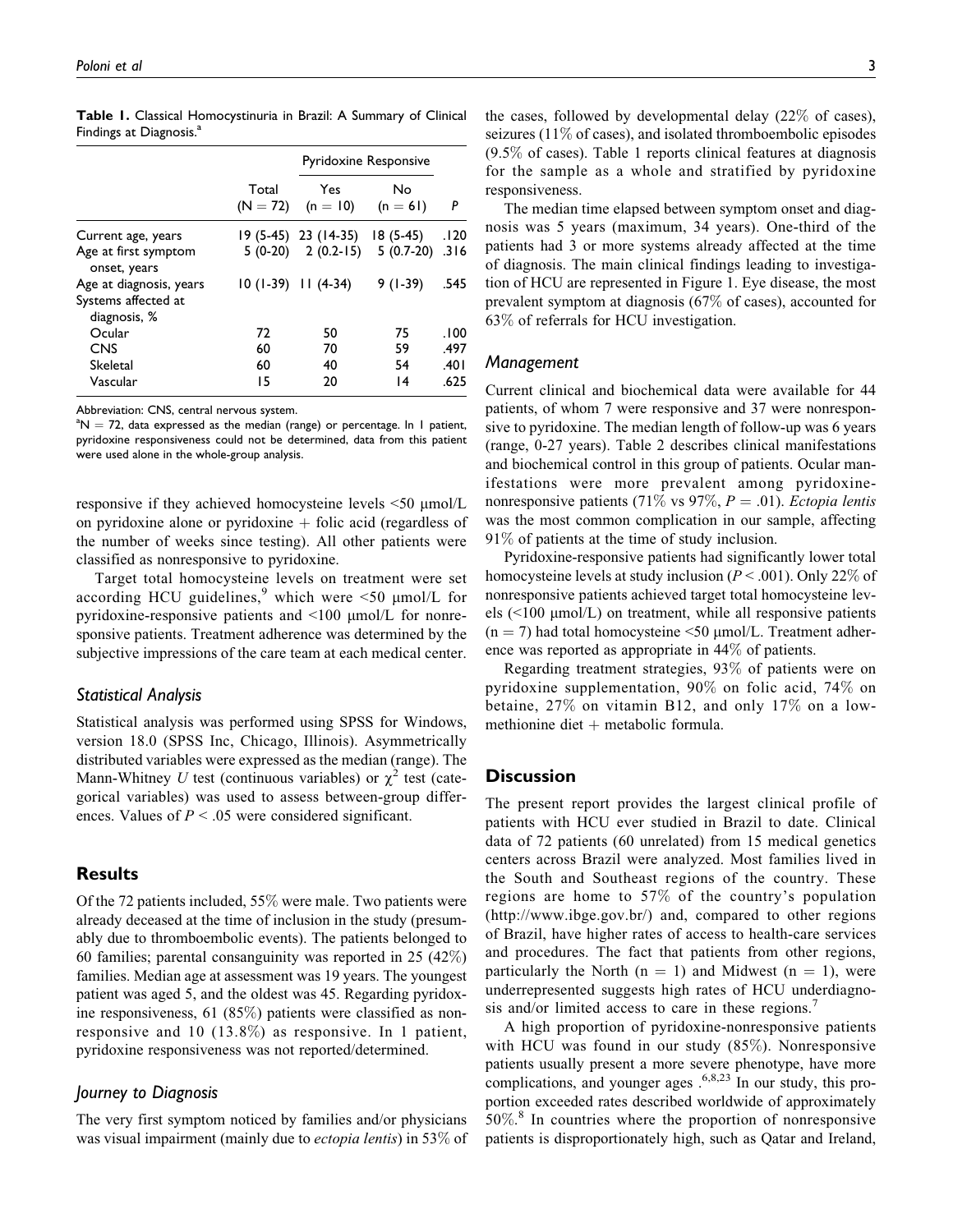**Table 1.** Classical Homocystinuria in Brazil: A Summary of Clinical Findings at Diagnosis.[a]

| | Total (N = 72) | Pyridoxine Responsive Yes (n = 10) | Pyridoxine Responsive No (n = 61) | P |
|---|---|---|---|---|
| Current age, years | 19 (5-45) | 23 (14-35) | 18 (5-45) | .120 |
| Age at first symptom onset, years | 5 (0-20) | 2 (0.2-15) | 5 (0.7-20) | .316 |
| Age at diagnosis, years | 10 (1-39) | 11 (4-34) | 9 (1-39) | .545 |
| Systems affected at diagnosis, % | | | | |
| Ocular | 72 | 50 | 75 | .100 |
| CNS | 60 | 70 | 59 | .497 |
| Skeletal | 60 | 40 | 54 | .401 |
| Vascular | 15 | 20 | 14 | .625 |

Abbreviation: CNS, central nervous system.
[a]N = 72, data expressed as the median (range) or percentage. In 1 patient, pyridoxine responsiveness could not be determined, data from this patient were used alone in the whole-group analysis.

responsive if they achieved homocysteine levels <50 μmol/L on pyridoxine alone or pyridoxine + folic acid (regardless of the number of weeks since testing). All other patients were classified as nonresponsive to pyridoxine.

Target total homocysteine levels on treatment were set according HCU guidelines,[9] which were <50 μmol/L for pyridoxine-responsive patients and <100 μmol/L for nonresponsive patients. Treatment adherence was determined by the subjective impressions of the care team at each medical center.

### Statistical Analysis

Statistical analysis was performed using SPSS for Windows, version 18.0 (SPSS Inc, Chicago, Illinois). Asymmetrically distributed variables were expressed as the median (range). The Mann-Whitney *U* test (continuous variables) or $\chi^2$ test (categorical variables) was used to assess between-group differences. Values of $P < .05$ were considered significant.

## Results

Of the 72 patients included, 55% were male. Two patients were already deceased at the time of inclusion in the study (presumably due to thromboembolic events). The patients belonged to 60 families; parental consanguinity was reported in 25 (42%) families. Median age at assessment was 19 years. The youngest patient was aged 5, and the oldest was 45. Regarding pyridoxine responsiveness, 61 (85%) patients were classified as nonresponsive and 10 (13.8%) as responsive. In 1 patient, pyridoxine responsiveness was not reported/determined.

### Journey to Diagnosis

The very first symptom noticed by families and/or physicians was visual impairment (mainly due to *ectopia lentis*) in 53% of the cases, followed by developmental delay (22% of cases), seizures (11% of cases), and isolated thromboembolic episodes (9.5% of cases). Table 1 reports clinical features at diagnosis for the sample as a whole and stratified by pyridoxine responsiveness.

The median time elapsed between symptom onset and diagnosis was 5 years (maximum, 34 years). One-third of the patients had 3 or more systems already affected at the time of diagnosis. The main clinical findings leading to investigation of HCU are represented in Figure 1. Eye disease, the most prevalent symptom at diagnosis (67% of cases), accounted for 63% of referrals for HCU investigation.

### Management

Current clinical and biochemical data were available for 44 patients, of whom 7 were responsive and 37 were nonresponsive to pyridoxine. The median length of follow-up was 6 years (range, 0-27 years). Table 2 describes clinical manifestations and biochemical control in this group of patients. Ocular manifestations were more prevalent among pyridoxine-nonresponsive patients (71% vs 97%, $P = .01$). *Ectopia lentis* was the most common complication in our sample, affecting 91% of patients at the time of study inclusion.

Pyridoxine-responsive patients had significantly lower total homocysteine levels at study inclusion ($P < .001$). Only 22% of nonresponsive patients achieved target total homocysteine levels (<100 μmol/L) on treatment, while all responsive patients (n = 7) had total homocysteine <50 μmol/L. Treatment adherence was reported as appropriate in 44% of patients.

Regarding treatment strategies, 93% of patients were on pyridoxine supplementation, 90% on folic acid, 74% on betaine, 27% on vitamin B12, and only 17% on a low-methionine diet + metabolic formula.

## Discussion

The present report provides the largest clinical profile of patients with HCU ever studied in Brazil to date. Clinical data of 72 patients (60 unrelated) from 15 medical genetics centers across Brazil were analyzed. Most families lived in the South and Southeast regions of the country. These regions are home to 57% of the country's population (http://www.ibge.gov.br/) and, compared to other regions of Brazil, have higher rates of access to health-care services and procedures. The fact that patients from other regions, particularly the North (n = 1) and Midwest (n = 1), were underrepresented suggests high rates of HCU underdiagnosis and/or limited access to care in these regions.[7]

A high proportion of pyridoxine-nonresponsive patients with HCU was found in our study (85%). Nonresponsive patients usually present a more severe phenotype, have more complications, and younger ages .[6,8,23] In our study, this proportion exceeded rates described worldwide of approximately 50%.[8] In countries where the proportion of nonresponsive patients is disproportionately high, such as Qatar and Ireland,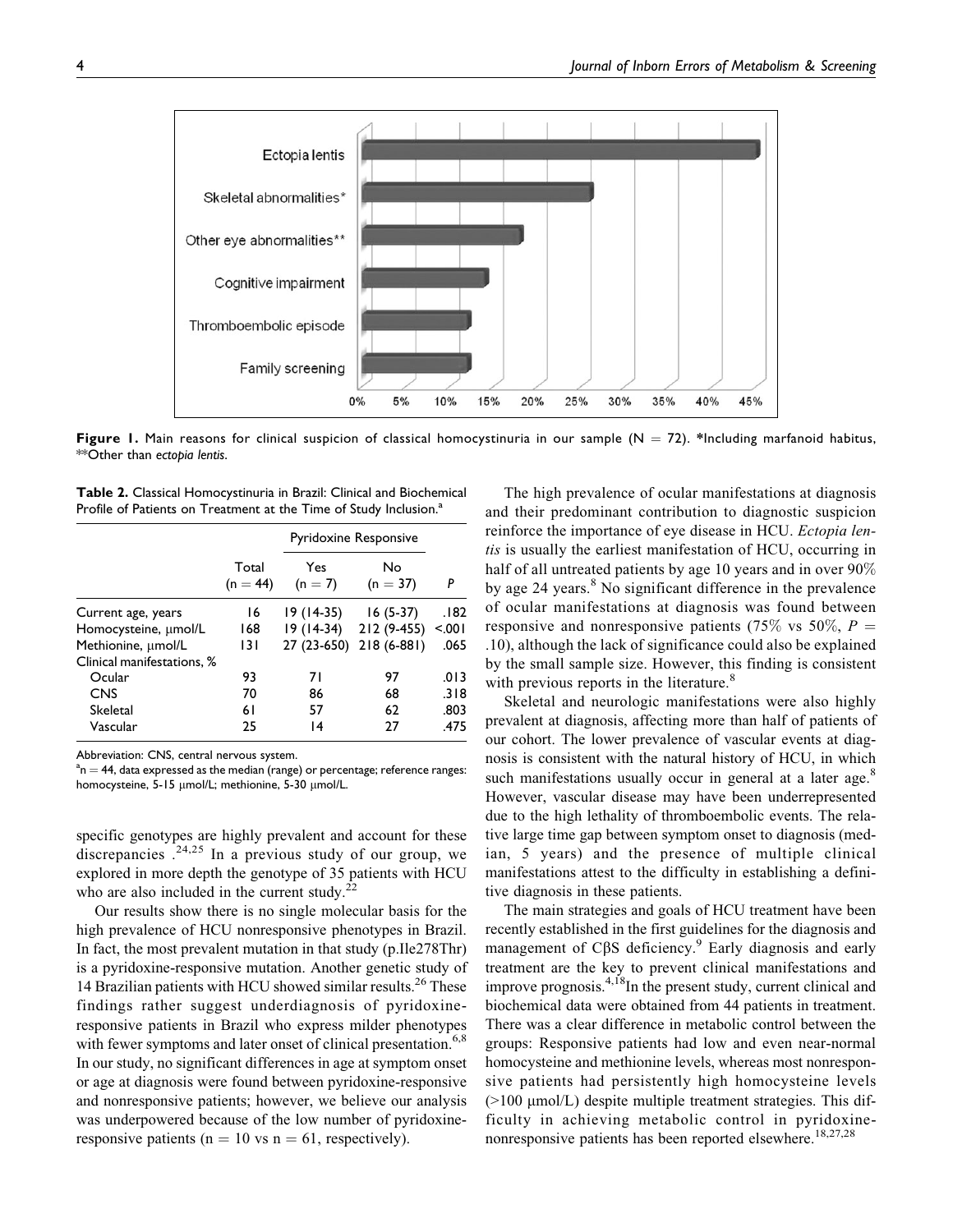**Figure 1.** Main reasons for clinical suspicion of classical homocystinuria in our sample (N = 72). *Including marfanoid habitus, **Other than *ectopia lentis*.

**Table 2.** Classical Homocystinuria in Brazil: Clinical and Biochemical Profile of Patients on Treatment at the Time of Study Inclusion.[a]

| | Total (n = 44) | Pyridoxine Responsive Yes (n = 7) | Pyridoxine Responsive No (n = 37) | P |
|---|---|---|---|---|
| Current age, years | 16 | 19 (14-35) | 16 (5-37) | .182 |
| Homocysteine, μmol/L | 168 | 19 (14-34) | 212 (9-455) | <.001 |
| Methionine, μmol/L | 131 | 27 (23-650) | 218 (6-881) | .065 |
| Clinical manifestations, % | | | | |
| Ocular | 93 | 71 | 97 | .013 |
| CNS | 70 | 86 | 68 | .318 |
| Skeletal | 61 | 57 | 62 | .803 |
| Vascular | 25 | 14 | 27 | .475 |

Abbreviation: CNS, central nervous system.
[a]n = 44, data expressed as the median (range) or percentage; reference ranges: homocysteine, 5-15 μmol/L; methionine, 5-30 μmol/L.

specific genotypes are highly prevalent and account for these discrepancies .[24,25] In a previous study of our group, we explored in more depth the genotype of 35 patients with HCU who are also included in the current study.[22]

Our results show there is no single molecular basis for the high prevalence of HCU nonresponsive phenotypes in Brazil. In fact, the most prevalent mutation in that study (p.Ile278Thr) is a pyridoxine-responsive mutation. Another genetic study of 14 Brazilian patients with HCU showed similar results.[26] These findings rather suggest underdiagnosis of pyridoxine-responsive patients in Brazil who express milder phenotypes with fewer symptoms and later onset of clinical presentation.[6,8] In our study, no significant differences in age at symptom onset or age at diagnosis were found between pyridoxine-responsive and nonresponsive patients; however, we believe our analysis was underpowered because of the low number of pyridoxine-responsive patients (n = 10 vs n = 61, respectively).

The high prevalence of ocular manifestations at diagnosis and their predominant contribution to diagnostic suspicion reinforce the importance of eye disease in HCU. *Ectopia lentis* is usually the earliest manifestation of HCU, occurring in half of all untreated patients by age 10 years and in over 90% by age 24 years.[8] No significant difference in the prevalence of ocular manifestations at diagnosis was found between responsive and nonresponsive patients (75% vs 50%, $P$ = .10), although the lack of significance could also be explained by the small sample size. However, this finding is consistent with previous reports in the literature.[8]

Skeletal and neurologic manifestations were also highly prevalent at diagnosis, affecting more than half of patients of our cohort. The lower prevalence of vascular events at diagnosis is consistent with the natural history of HCU, in which such manifestations usually occur in general at a later age.[8] However, vascular disease may have been underrepresented due to the high lethality of thromboembolic events. The relative large time gap between symptom onset to diagnosis (median, 5 years) and the presence of multiple clinical manifestations attest to the difficulty in establishing a definitive diagnosis in these patients.

The main strategies and goals of HCU treatment have been recently established in the first guidelines for the diagnosis and management of CβS deficiency.[9] Early diagnosis and early treatment are the key to prevent clinical manifestations and improve prognosis.[4,18]In the present study, current clinical and biochemical data were obtained from 44 patients in treatment. There was a clear difference in metabolic control between the groups: Responsive patients had low and even near-normal homocysteine and methionine levels, whereas most nonresponsive patients had persistently high homocysteine levels (>100 μmol/L) despite multiple treatment strategies. This difficulty in achieving metabolic control in pyridoxine-nonresponsive patients has been reported elsewhere.[18,27,28]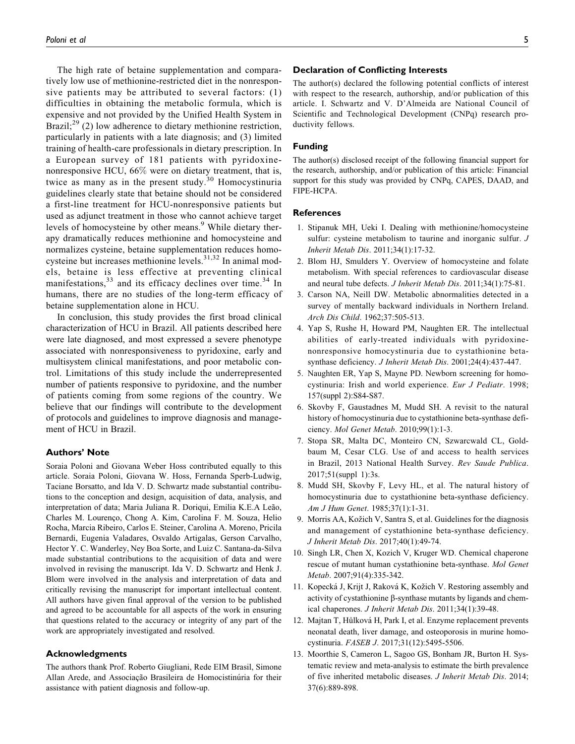The high rate of betaine supplementation and comparatively low use of methionine-restricted diet in the nonresponsive patients may be attributed to several factors: (1) difficulties in obtaining the metabolic formula, which is expensive and not provided by the Unified Health System in Brazil;[29] (2) low adherence to dietary methionine restriction, particularly in patients with a late diagnosis; and (3) limited training of health-care professionals in dietary prescription. In a European survey of 181 patients with pyridoxine-nonresponsive HCU, 66% were on dietary treatment, that is, twice as many as in the present study.[30] Homocystinuria guidelines clearly state that betaine should not be considered a first-line treatment for HCU-nonresponsive patients but used as adjunct treatment in those who cannot achieve target levels of homocysteine by other means.[9] While dietary therapy dramatically reduces methionine and homocysteine and normalizes cysteine, betaine supplementation reduces homocysteine but increases methionine levels.[31,32] In animal models, betaine is less effective at preventing clinical manifestations,[33] and its efficacy declines over time.[34] In humans, there are no studies of the long-term efficacy of betaine supplementation alone in HCU.

In conclusion, this study provides the first broad clinical characterization of HCU in Brazil. All patients described here were late diagnosed, and most expressed a severe phenotype associated with nonresponsiveness to pyridoxine, early and multisystem clinical manifestations, and poor metabolic control. Limitations of this study include the underrepresented number of patients responsive to pyridoxine, and the number of patients coming from some regions of the country. We believe that our findings will contribute to the development of protocols and guidelines to improve diagnosis and management of HCU in Brazil.

## Authors' Note

Soraia Poloni and Giovana Weber Hoss contributed equally to this article. Soraia Poloni, Giovana W. Hoss, Fernanda Sperb-Ludwig, Taciane Borsatto, and Ida V. D. Schwartz made substantial contributions to the conception and design, acquisition of data, analysis, and interpretation of data; Maria Juliana R. Doriqui, Emilia K.E.A Leão, Charles M. Lourenço, Chong A. Kim, Carolina F. M. Souza, Helio Rocha, Marcia Ribeiro, Carlos E. Steiner, Carolina A. Moreno, Pricila Bernardi, Eugenia Valadares, Osvaldo Artigalas, Gerson Carvalho, Hector Y. C. Wanderley, Ney Boa Sorte, and Luiz C. Santana-da-Silva made substantial contributions to the acquisition of data and were involved in revising the manuscript. Ida V. D. Schwartz and Henk J. Blom were involved in the analysis and interpretation of data and critically revising the manuscript for important intellectual content. All authors have given final approval of the version to be published and agreed to be accountable for all aspects of the work in ensuring that questions related to the accuracy or integrity of any part of the work are appropriately investigated and resolved.

## Acknowledgments

The authors thank Prof. Roberto Giugliani, Rede EIM Brasil, Simone Allan Arede, and Associação Brasileira de Homocistinúria for their assistance with patient diagnosis and follow-up.

## Declaration of Conflicting Interests

The author(s) declared the following potential conflicts of interest with respect to the research, authorship, and/or publication of this article. I. Schwartz and V. D'Almeida are National Council of Scientific and Technological Development (CNPq) research productivity fellows.

## Funding

The author(s) disclosed receipt of the following financial support for the research, authorship, and/or publication of this article: Financial support for this study was provided by CNPq, CAPES, DAAD, and FIPE-HCPA.

## References

1. Stipanuk MH, Ueki I. Dealing with methionine/homocysteine sulfur: cysteine metabolism to taurine and inorganic sulfur. *J Inherit Metab Dis*. 2011;34(1):17-32.
2. Blom HJ, Smulders Y. Overview of homocysteine and folate metabolism. With special references to cardiovascular disease and neural tube defects. *J Inherit Metab Dis*. 2011;34(1):75-81.
3. Carson NA, Neill DW. Metabolic abnormalities detected in a survey of mentally backward individuals in Northern Ireland. *Arch Dis Child*. 1962;37:505-513.
4. Yap S, Rushe H, Howard PM, Naughten ER. The intellectual abilities of early-treated individuals with pyridoxine-nonresponsive homocystinuria due to cystathionine beta-synthase deficiency. *J Inherit Metab Dis*. 2001;24(4):437-447.
5. Naughten ER, Yap S, Mayne PD. Newborn screening for homocystinuria: Irish and world experience. *Eur J Pediatr*. 1998;157(suppl 2):S84-S87.
6. Skovby F, Gaustadnes M, Mudd SH. A revisit to the natural history of homocystinuria due to cystathionine beta-synthase deficiency. *Mol Genet Metab*. 2010;99(1):1-3.
7. Stopa SR, Malta DC, Monteiro CN, Szwarcwald CL, Goldbaum M, Cesar CLG. Use of and access to health services in Brazil, 2013 National Health Survey. *Rev Saude Publica*. 2017;51(suppl 1):3s.
8. Mudd SH, Skovby F, Levy HL, et al. The natural history of homocystinuria due to cystathionine beta-synthase deficiency. *Am J Hum Genet*. 1985;37(1):1-31.
9. Morris AA, Kožich V, Santra S, et al. Guidelines for the diagnosis and management of cystathionine beta-synthase deficiency. *J Inherit Metab Dis*. 2017;40(1):49-74.
10. Singh LR, Chen X, Kozich V, Kruger WD. Chemical chaperone rescue of mutant human cystathionine beta-synthase. *Mol Genet Metab*. 2007;91(4):335-342.
11. Kopecká J, Krijt J, Raková K, Kožich V. Restoring assembly and activity of cystathionine β-synthase mutants by ligands and chemical chaperones. *J Inherit Metab Dis*. 2011;34(1):39-48.
12. Majtan T, Hůlková H, Park I, et al. Enzyme replacement prevents neonatal death, liver damage, and osteoporosis in murine homocystinuria. *FASEB J*. 2017;31(12):5495-5506.
13. Moorthie S, Cameron L, Sagoo GS, Bonham JR, Burton H. Systematic review and meta-analysis to estimate the birth prevalence of five inherited metabolic diseases. *J Inherit Metab Dis*. 2014;37(6):889-898.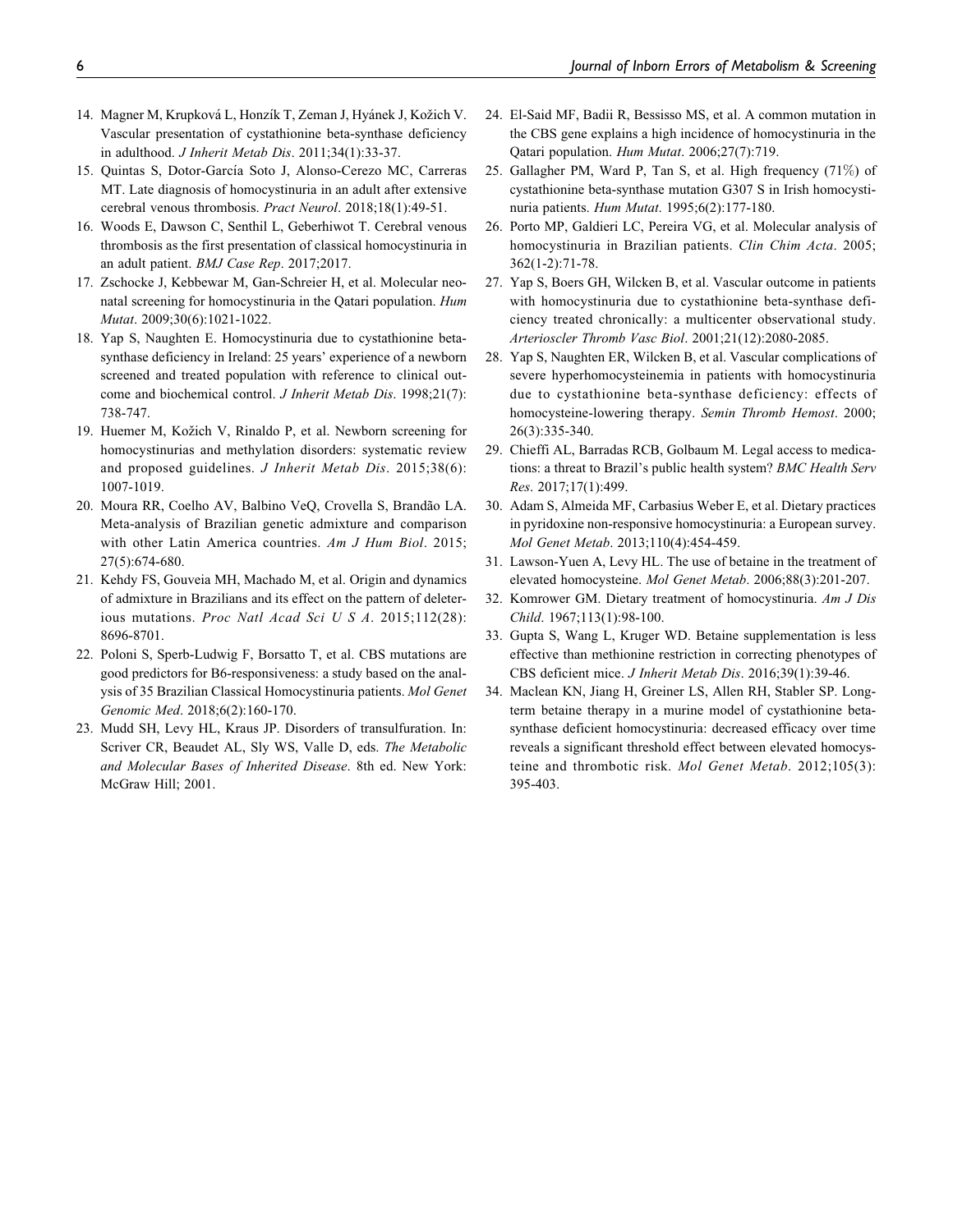14. Magner M, Krupková L, Honzík T, Zeman J, Hyánek J, Kožich V. Vascular presentation of cystathionine beta-synthase deficiency in adulthood. *J Inherit Metab Dis*. 2011;34(1):33-37.
15. Quintas S, Dotor-García Soto J, Alonso-Cerezo MC, Carreras MT. Late diagnosis of homocystinuria in an adult after extensive cerebral venous thrombosis. *Pract Neurol*. 2018;18(1):49-51.
16. Woods E, Dawson C, Senthil L, Geberhiwot T. Cerebral venous thrombosis as the first presentation of classical homocystinuria in an adult patient. *BMJ Case Rep*. 2017;2017.
17. Zschocke J, Kebbewar M, Gan-Schreier H, et al. Molecular neonatal screening for homocystinuria in the Qatari population. *Hum Mutat*. 2009;30(6):1021-1022.
18. Yap S, Naughten E. Homocystinuria due to cystathionine beta-synthase deficiency in Ireland: 25 years' experience of a newborn screened and treated population with reference to clinical outcome and biochemical control. *J Inherit Metab Dis*. 1998;21(7): 738-747.
19. Huemer M, Kožich V, Rinaldo P, et al. Newborn screening for homocystinurias and methylation disorders: systematic review and proposed guidelines. *J Inherit Metab Dis*. 2015;38(6): 1007-1019.
20. Moura RR, Coelho AV, Balbino VeQ, Crovella S, Brandão LA. Meta-analysis of Brazilian genetic admixture and comparison with other Latin America countries. *Am J Hum Biol*. 2015; 27(5):674-680.
21. Kehdy FS, Gouveia MH, Machado M, et al. Origin and dynamics of admixture in Brazilians and its effect on the pattern of deleterious mutations. *Proc Natl Acad Sci U S A*. 2015;112(28): 8696-8701.
22. Poloni S, Sperb-Ludwig F, Borsatto T, et al. CBS mutations are good predictors for B6-responsiveness: a study based on the analysis of 35 Brazilian Classical Homocystinuria patients. *Mol Genet Genomic Med*. 2018;6(2):160-170.
23. Mudd SH, Levy HL, Kraus JP. Disorders of transulfuration. In: Scriver CR, Beaudet AL, Sly WS, Valle D, eds. *The Metabolic and Molecular Bases of Inherited Disease*. 8th ed. New York: McGraw Hill; 2001.
24. El-Said MF, Badii R, Bessisso MS, et al. A common mutation in the CBS gene explains a high incidence of homocystinuria in the Qatari population. *Hum Mutat*. 2006;27(7):719.
25. Gallagher PM, Ward P, Tan S, et al. High frequency (71%) of cystathionine beta-synthase mutation G307 S in Irish homocystinuria patients. *Hum Mutat*. 1995;6(2):177-180.
26. Porto MP, Galdieri LC, Pereira VG, et al. Molecular analysis of homocystinuria in Brazilian patients. *Clin Chim Acta*. 2005; 362(1-2):71-78.
27. Yap S, Boers GH, Wilcken B, et al. Vascular outcome in patients with homocystinuria due to cystathionine beta-synthase deficiency treated chronically: a multicenter observational study. *Arterioscler Thromb Vasc Biol*. 2001;21(12):2080-2085.
28. Yap S, Naughten ER, Wilcken B, et al. Vascular complications of severe hyperhomocysteinemia in patients with homocystinuria due to cystathionine beta-synthase deficiency: effects of homocysteine-lowering therapy. *Semin Thromb Hemost*. 2000; 26(3):335-340.
29. Chieffi AL, Barradas RCB, Golbaum M. Legal access to medications: a threat to Brazil's public health system? *BMC Health Serv Res*. 2017;17(1):499.
30. Adam S, Almeida MF, Carbasius Weber E, et al. Dietary practices in pyridoxine non-responsive homocystinuria: a European survey. *Mol Genet Metab*. 2013;110(4):454-459.
31. Lawson-Yuen A, Levy HL. The use of betaine in the treatment of elevated homocysteine. *Mol Genet Metab*. 2006;88(3):201-207.
32. Komrower GM. Dietary treatment of homocystinuria. *Am J Dis Child*. 1967;113(1):98-100.
33. Gupta S, Wang L, Kruger WD. Betaine supplementation is less effective than methionine restriction in correcting phenotypes of CBS deficient mice. *J Inherit Metab Dis*. 2016;39(1):39-46.
34. Maclean KN, Jiang H, Greiner LS, Allen RH, Stabler SP. Long-term betaine therapy in a murine model of cystathionine beta-synthase deficient homocystinuria: decreased efficacy over time reveals a significant threshold effect between elevated homocysteine and thrombotic risk. *Mol Genet Metab*. 2012;105(3): 395-403.